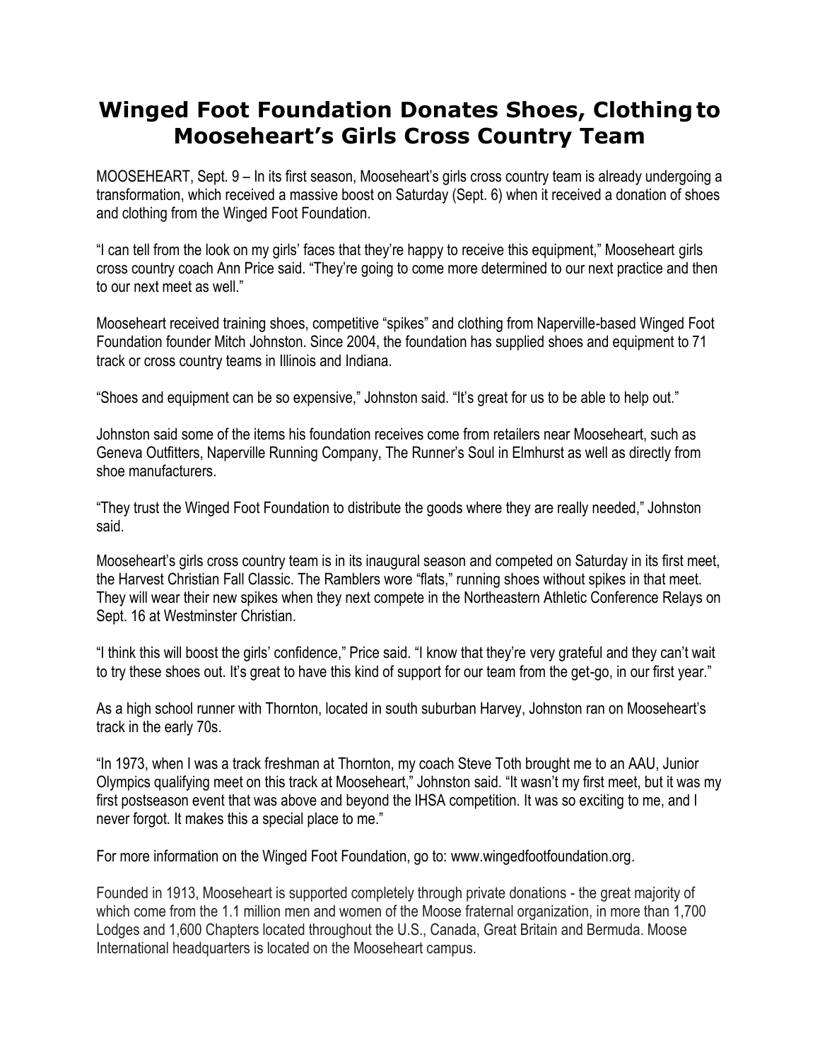# Winged Foot Foundation Donates Shoes, Clothing to Mooseheart's Girls Cross Country Team

MOOSEHEART, Sept. 9 – In its first season, Mooseheart's girls cross country team is already undergoing a transformation, which received a massive boost on Saturday (Sept. 6) when it received a donation of shoes and clothing from the Winged Foot Foundation.

"I can tell from the look on my girls' faces that they're happy to receive this equipment," Mooseheart girls cross country coach Ann Price said. "They're going to come more determined to our next practice and then to our next meet as well."

Mooseheart received training shoes, competitive "spikes" and clothing from Naperville-based Winged Foot Foundation founder Mitch Johnston. Since 2004, the foundation has supplied shoes and equipment to 71 track or cross country teams in Illinois and Indiana.

"Shoes and equipment can be so expensive," Johnston said. "It's great for us to be able to help out."

Johnston said some of the items his foundation receives come from retailers near Mooseheart, such as Geneva Outfitters, Naperville Running Company, The Runner's Soul in Elmhurst as well as directly from shoe manufacturers.

"They trust the Winged Foot Foundation to distribute the goods where they are really needed," Johnston said.

Mooseheart's girls cross country team is in its inaugural season and competed on Saturday in its first meet, the Harvest Christian Fall Classic. The Ramblers wore "flats," running shoes without spikes in that meet. They will wear their new spikes when they next compete in the Northeastern Athletic Conference Relays on Sept. 16 at Westminster Christian.

"I think this will boost the girls' confidence," Price said. "I know that they're very grateful and they can't wait to try these shoes out. It's great to have this kind of support for our team from the get-go, in our first year."

As a high school runner with Thornton, located in south suburban Harvey, Johnston ran on Mooseheart's track in the early 70s.

"In 1973, when I was a track freshman at Thornton, my coach Steve Toth brought me to an AAU, Junior Olympics qualifying meet on this track at Mooseheart," Johnston said. "It wasn't my first meet, but it was my first postseason event that was above and beyond the IHSA competition. It was so exciting to me, and I never forgot. It makes this a special place to me."

For more information on the Winged Foot Foundation, go to: www.wingedfootfoundation.org.

Founded in 1913, Mooseheart is supported completely through private donations - the great majority of which come from the 1.1 million men and women of the Moose fraternal organization, in more than 1,700 Lodges and 1,600 Chapters located throughout the U.S., Canada, Great Britain and Bermuda. Moose International headquarters is located on the Mooseheart campus.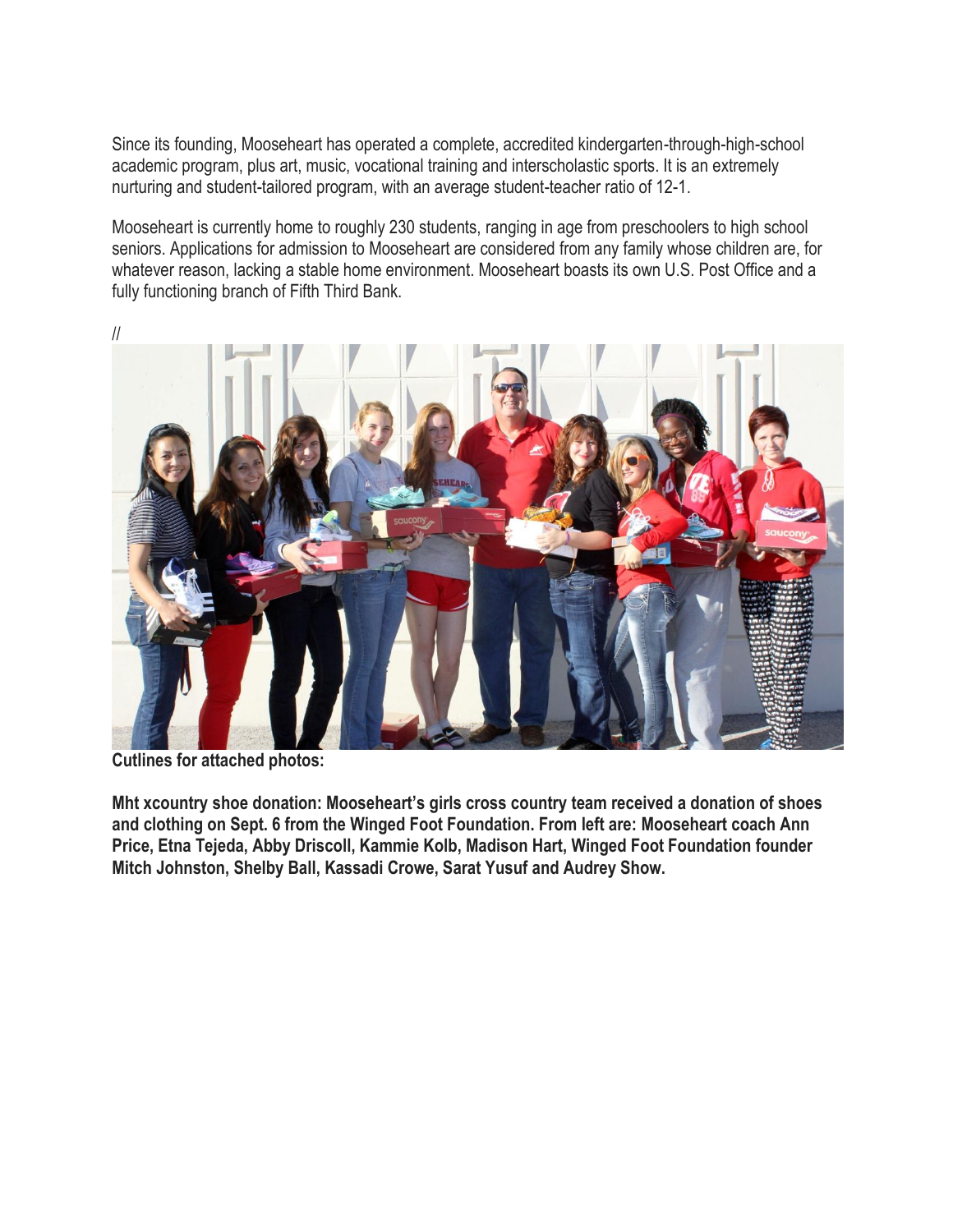Since its founding, Mooseheart has operated a complete, accredited kindergarten-through-high-school academic program, plus art, music, vocational training and interscholastic sports. It is an extremely nurturing and student-tailored program, with an average student-teacher ratio of 12-1.

Mooseheart is currently home to roughly 230 students, ranging in age from preschoolers to high school seniors. Applications for admission to Mooseheart are considered from any family whose children are, for whatever reason, lacking a stable home environment. Mooseheart boasts its own U.S. Post Office and a fully functioning branch of Fifth Third Bank.

//

**Cutlines for attached photos:**

**Mht xcountry shoe donation: Mooseheart's girls cross country team received a donation of shoes and clothing on Sept. 6 from the Winged Foot Foundation. From left are: Mooseheart coach Ann Price, Etna Tejeda, Abby Driscoll, Kammie Kolb, Madison Hart, Winged Foot Foundation founder Mitch Johnston, Shelby Ball, Kassadi Crowe, Sarat Yusuf and Audrey Show.**